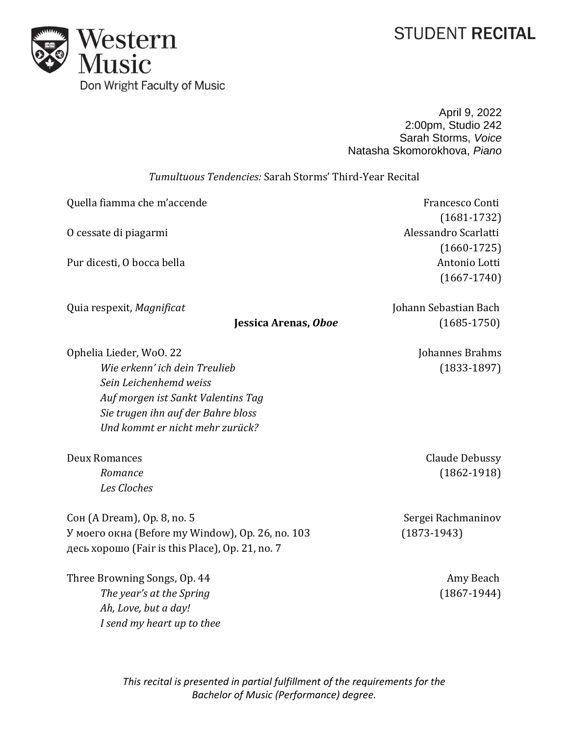Western Music
Don Wright Faculty of Music

# STUDENT **RECITAL**

April 9, 2022
2:00pm, Studio 242
Sarah Storms, *Voice*
Natasha Skomorokhova, *Piano*

*Tumultuous Tendencies:* Sarah Storms' Third-Year Recital

Quella fiamma che m'accende — Francesco Conti (1681-1732)

O cessate di piagarmi — Alessandro Scarlatti (1660-1725)

Pur dicesti, O bocca bella — Antonio Lotti (1667-1740)

Quia respexit, *Magnificat* — Johann Sebastian Bach (1685-1750)
**Jessica Arenas, *Oboe***

Ophelia Lieder, WoO. 22 — Johannes Brahms (1833-1897)
- *Wie erkenn' ich dein Treulieb*
- *Sein Leichenhemd weiss*
- *Auf morgen ist Sankt Valentins Tag*
- *Sie trugen ihn auf der Bahre bloss*
- *Und kommt er nicht mehr zurück?*

Deux Romances — Claude Debussy (1862-1918)
- *Romance*
- *Les Cloches*

Сон (A Dream), Op. 8, no. 5 — Sergei Rachmaninov (1873-1943)
У моего окна (Before my Window), Op. 26, no. 103
десь хорошо (Fair is this Place), Op. 21, no. 7

Three Browning Songs, Op. 44 — Amy Beach (1867-1944)
- *The year's at the Spring*
- *Ah, Love, but a day!*
- *I send my heart up to thee*

*This recital is presented in partial fulfillment of the requirements for the Bachelor of Music (Performance) degree.*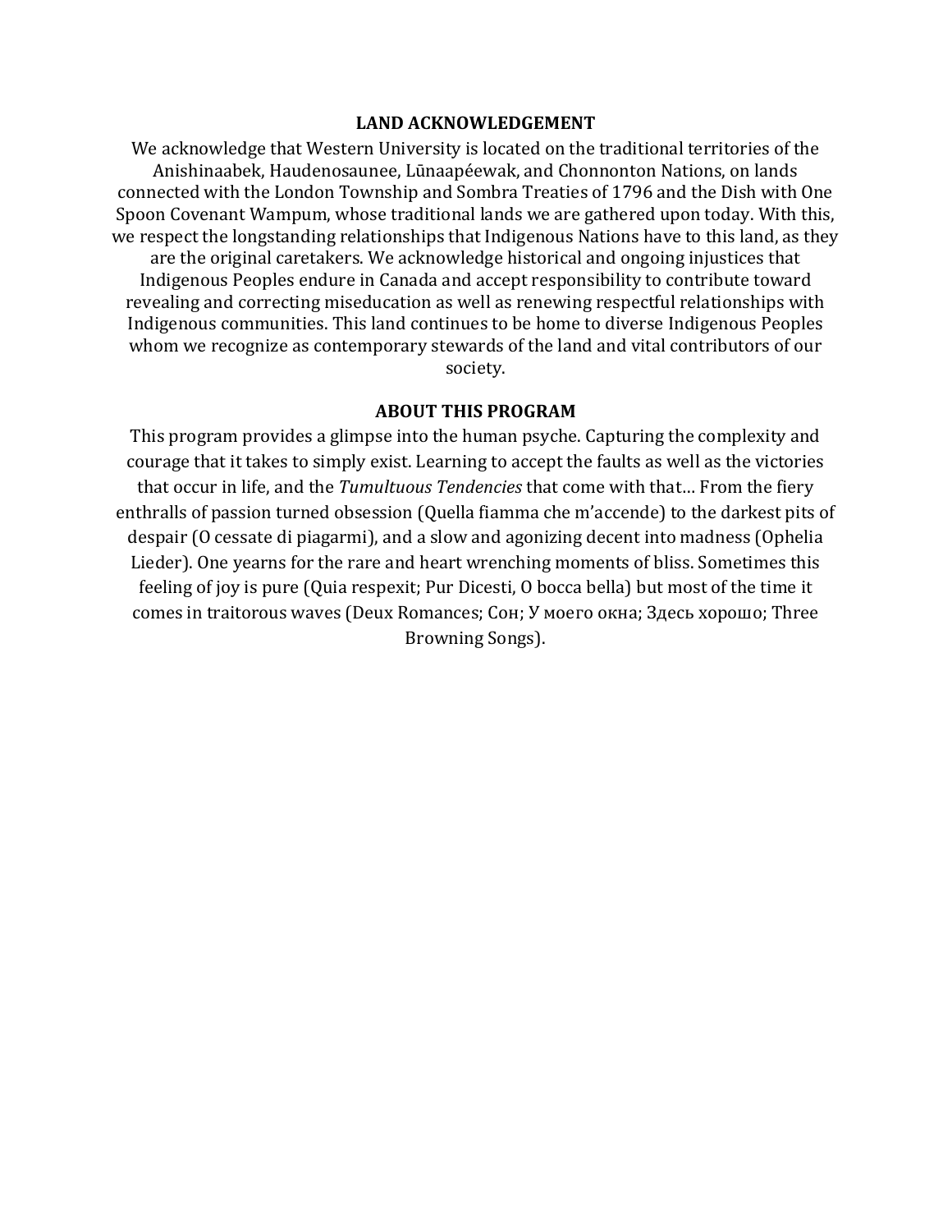## LAND ACKNOWLEDGEMENT

We acknowledge that Western University is located on the traditional territories of the Anishinaabek, Haudenosaunee, Lūnaapéewak, and Chonnonton Nations, on lands connected with the London Township and Sombra Treaties of 1796 and the Dish with One Spoon Covenant Wampum, whose traditional lands we are gathered upon today. With this, we respect the longstanding relationships that Indigenous Nations have to this land, as they are the original caretakers. We acknowledge historical and ongoing injustices that Indigenous Peoples endure in Canada and accept responsibility to contribute toward revealing and correcting miseducation as well as renewing respectful relationships with Indigenous communities. This land continues to be home to diverse Indigenous Peoples whom we recognize as contemporary stewards of the land and vital contributors of our society.

## ABOUT THIS PROGRAM

This program provides a glimpse into the human psyche. Capturing the complexity and courage that it takes to simply exist. Learning to accept the faults as well as the victories that occur in life, and the *Tumultuous Tendencies* that come with that… From the fiery enthralls of passion turned obsession (Quella fiamma che m'accende) to the darkest pits of despair (O cessate di piagarmi), and a slow and agonizing decent into madness (Ophelia Lieder). One yearns for the rare and heart wrenching moments of bliss. Sometimes this feeling of joy is pure (Quia respexit; Pur Dicesti, O bocca bella) but most of the time it comes in traitorous waves (Deux Romances; Сон; У моего окна; Здесь хорошо; Three Browning Songs).